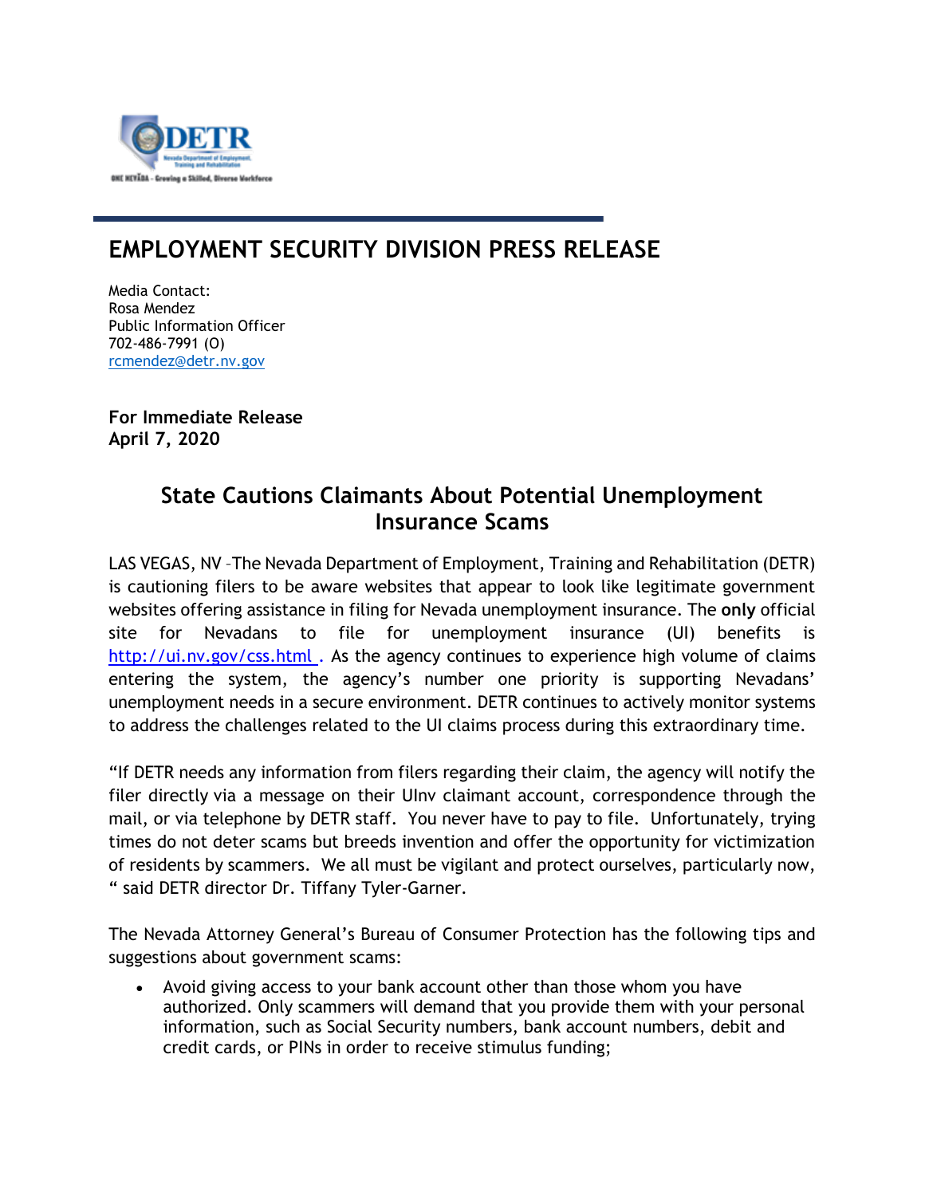# EMPLOYMENT SECURITY DIVISION PRESS RELEASE

Media Contact:
Rosa Mendez
Public Information Officer
702-486-7991 (O)
rcmendez@detr.nv.gov

**For Immediate Release**
**April 7, 2020**

## State Cautions Claimants About Potential Unemployment Insurance Scams

LAS VEGAS, NV –The Nevada Department of Employment, Training and Rehabilitation (DETR) is cautioning filers to be aware websites that appear to look like legitimate government websites offering assistance in filing for Nevada unemployment insurance. The **only** official site for Nevadans to file for unemployment insurance (UI) benefits is http://ui.nv.gov/css.html . As the agency continues to experience high volume of claims entering the system, the agency's number one priority is supporting Nevadans' unemployment needs in a secure environment. DETR continues to actively monitor systems to address the challenges related to the UI claims process during this extraordinary time.

"If DETR needs any information from filers regarding their claim, the agency will notify the filer directly via a message on their UInv claimant account, correspondence through the mail, or via telephone by DETR staff. You never have to pay to file. Unfortunately, trying times do not deter scams but breeds invention and offer the opportunity for victimization of residents by scammers. We all must be vigilant and protect ourselves, particularly now, " said DETR director Dr. Tiffany Tyler-Garner.

The Nevada Attorney General's Bureau of Consumer Protection has the following tips and suggestions about government scams:

- Avoid giving access to your bank account other than those whom you have authorized. Only scammers will demand that you provide them with your personal information, such as Social Security numbers, bank account numbers, debit and credit cards, or PINs in order to receive stimulus funding;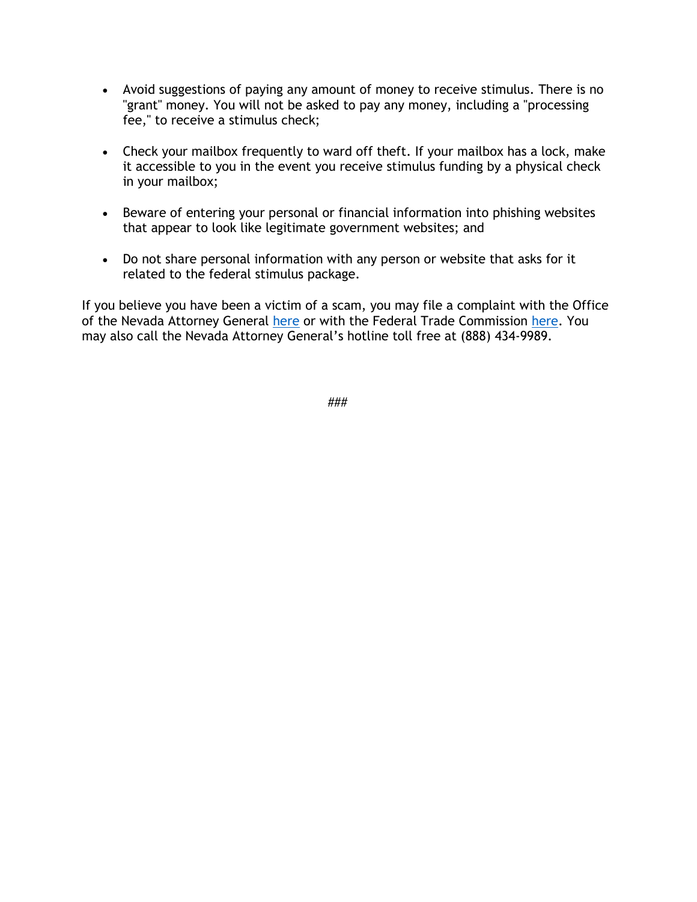- Avoid suggestions of paying any amount of money to receive stimulus. There is no "grant" money. You will not be asked to pay any money, including a "processing fee," to receive a stimulus check;
- Check your mailbox frequently to ward off theft. If your mailbox has a lock, make it accessible to you in the event you receive stimulus funding by a physical check in your mailbox;
- Beware of entering your personal or financial information into phishing websites that appear to look like legitimate government websites; and
- Do not share personal information with any person or website that asks for it related to the federal stimulus package.

If you believe you have been a victim of a scam, you may file a complaint with the Office of the Nevada Attorney General here or with the Federal Trade Commission here. You may also call the Nevada Attorney General's hotline toll free at (888) 434-9989.

###